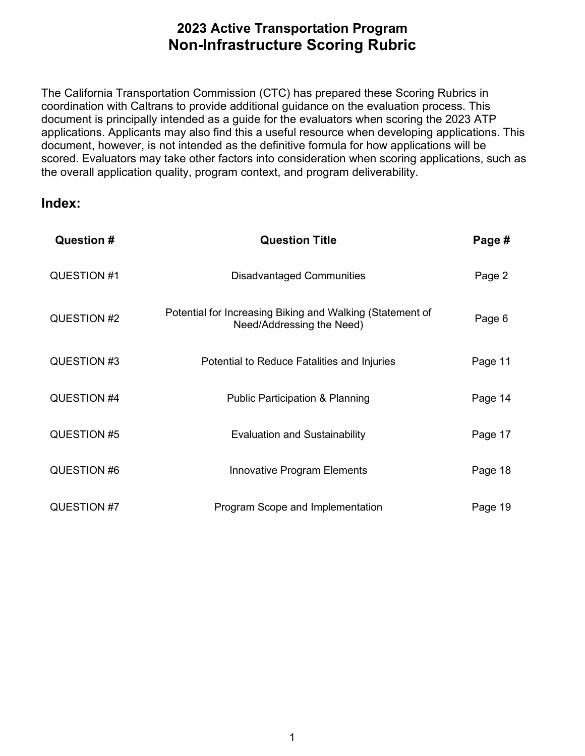# 2023 Active Transportation Program
# Non-Infrastructure Scoring Rubric

The California Transportation Commission (CTC) has prepared these Scoring Rubrics in coordination with Caltrans to provide additional guidance on the evaluation process. This document is principally intended as a guide for the evaluators when scoring the 2023 ATP applications. Applicants may also find this a useful resource when developing applications. This document, however, is not intended as the definitive formula for how applications will be scored. Evaluators may take other factors into consideration when scoring applications, such as the overall application quality, program context, and program deliverability.

## Index:

| Question # | Question Title | Page # |
|---|---|---|
| QUESTION #1 | Disadvantaged Communities | Page 2 |
| QUESTION #2 | Potential for Increasing Biking and Walking (Statement of Need/Addressing the Need) | Page 6 |
| QUESTION #3 | Potential to Reduce Fatalities and Injuries | Page 11 |
| QUESTION #4 | Public Participation & Planning | Page 14 |
| QUESTION #5 | Evaluation and Sustainability | Page 17 |
| QUESTION #6 | Innovative Program Elements | Page 18 |
| QUESTION #7 | Program Scope and Implementation | Page 19 |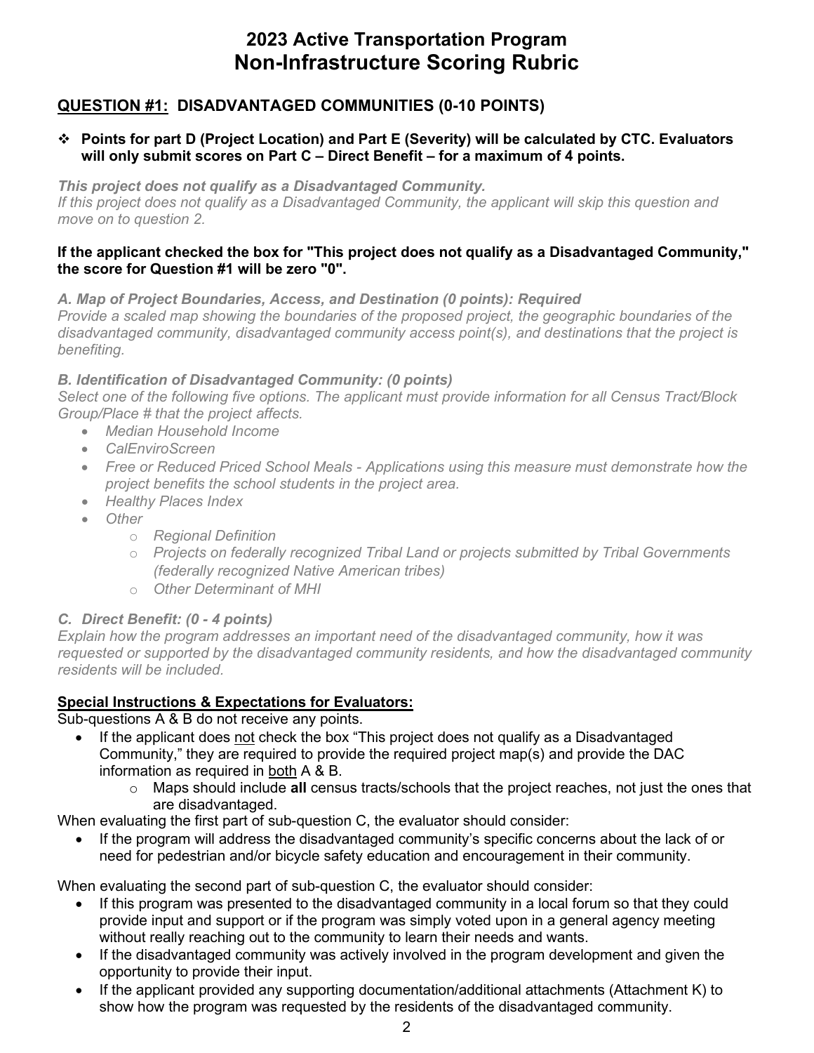# 2023 Active Transportation Program
# Non-Infrastructure Scoring Rubric

## QUESTION #1: DISADVANTAGED COMMUNITIES (0-10 POINTS)

- **Points for part D (Project Location) and Part E (Severity) will be calculated by CTC. Evaluators will only submit scores on Part C – Direct Benefit – for a maximum of 4 points.**

***This project does not qualify as a Disadvantaged Community.***
*If this project does not qualify as a Disadvantaged Community, the applicant will skip this question and move on to question 2.*

**If the applicant checked the box for "This project does not qualify as a Disadvantaged Community," the score for Question #1 will be zero "0".**

***A. Map of Project Boundaries, Access, and Destination (0 points): Required***
*Provide a scaled map showing the boundaries of the proposed project, the geographic boundaries of the disadvantaged community, disadvantaged community access point(s), and destinations that the project is benefiting.*

***B. Identification of Disadvantaged Community: (0 points)***
*Select one of the following five options. The applicant must provide information for all Census Tract/Block Group/Place # that the project affects.*

- *Median Household Income*
- *CalEnviroScreen*
- *Free or Reduced Priced School Meals - Applications using this measure must demonstrate how the project benefits the school students in the project area.*
- *Healthy Places Index*
- *Other*
    - *Regional Definition*
    - *Projects on federally recognized Tribal Land or projects submitted by Tribal Governments (federally recognized Native American tribes)*
    - *Other Determinant of MHI*

***C. Direct Benefit: (0 - 4 points)***
*Explain how the program addresses an important need of the disadvantaged community, how it was requested or supported by the disadvantaged community residents, and how the disadvantaged community residents will be included.*

**Special Instructions & Expectations for Evaluators:**

Sub-questions A & B do not receive any points.

- If the applicant does not check the box "This project does not qualify as a Disadvantaged Community," they are required to provide the required project map(s) and provide the DAC information as required in both A & B.
    - Maps should include **all** census tracts/schools that the project reaches, not just the ones that are disadvantaged.

When evaluating the first part of sub-question C, the evaluator should consider:

- If the program will address the disadvantaged community's specific concerns about the lack of or need for pedestrian and/or bicycle safety education and encouragement in their community.

When evaluating the second part of sub-question C, the evaluator should consider:

- If this program was presented to the disadvantaged community in a local forum so that they could provide input and support or if the program was simply voted upon in a general agency meeting without really reaching out to the community to learn their needs and wants.
- If the disadvantaged community was actively involved in the program development and given the opportunity to provide their input.
- If the applicant provided any supporting documentation/additional attachments (Attachment K) to show how the program was requested by the residents of the disadvantaged community.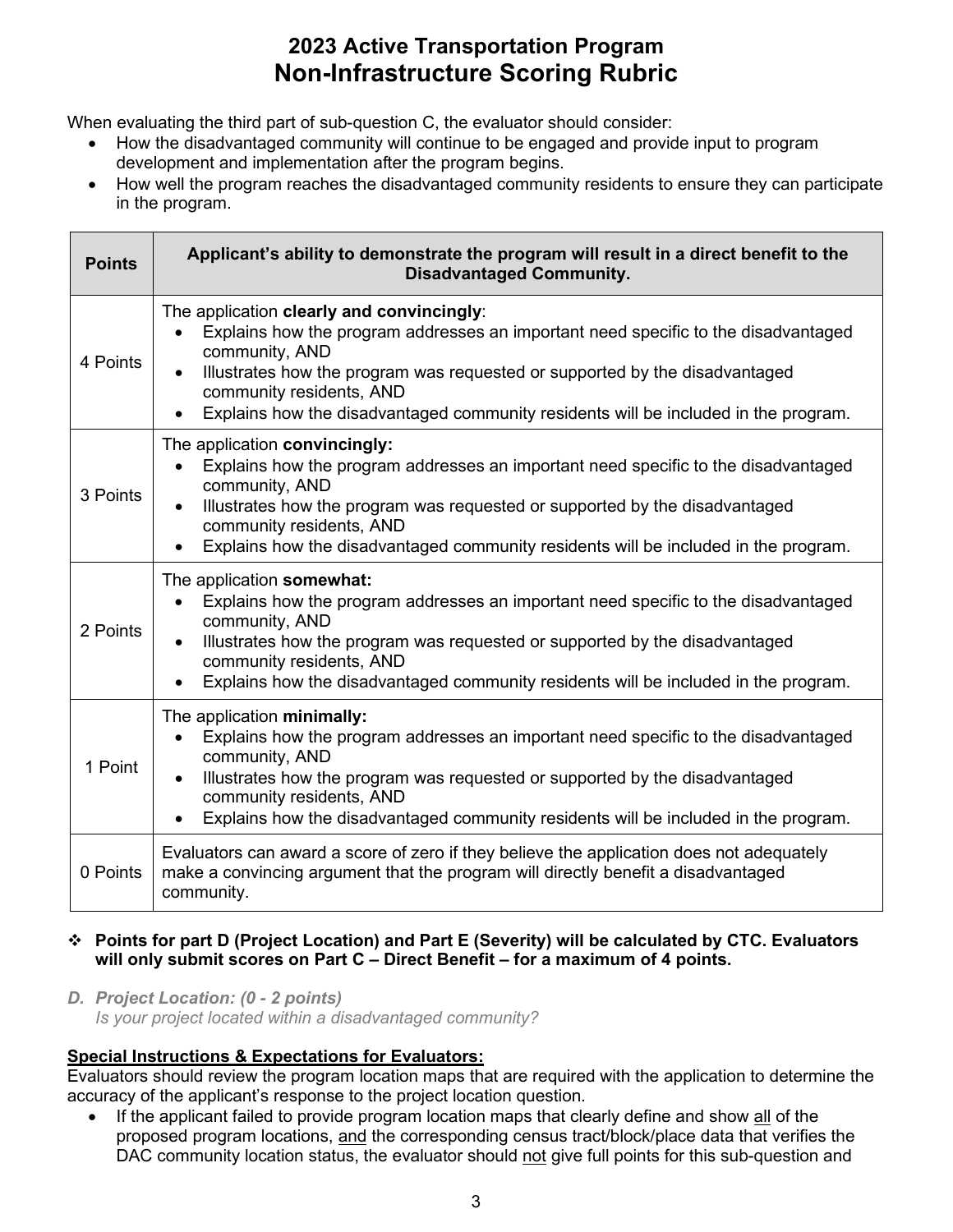# 2023 Active Transportation Program
# Non-Infrastructure Scoring Rubric

When evaluating the third part of sub-question C, the evaluator should consider:

- How the disadvantaged community will continue to be engaged and provide input to program development and implementation after the program begins.
- How well the program reaches the disadvantaged community residents to ensure they can participate in the program.

| Points | Applicant's ability to demonstrate the program will result in a direct benefit to the Disadvantaged Community. |
|---|---|
| 4 Points | The application **clearly and convincingly**: <br>• Explains how the program addresses an important need specific to the disadvantaged community, AND <br>• Illustrates how the program was requested or supported by the disadvantaged community residents, AND <br>• Explains how the disadvantaged community residents will be included in the program. |
| 3 Points | The application **convincingly:** <br>• Explains how the program addresses an important need specific to the disadvantaged community, AND <br>• Illustrates how the program was requested or supported by the disadvantaged community residents, AND <br>• Explains how the disadvantaged community residents will be included in the program. |
| 2 Points | The application **somewhat:** <br>• Explains how the program addresses an important need specific to the disadvantaged community, AND <br>• Illustrates how the program was requested or supported by the disadvantaged community residents, AND <br>• Explains how the disadvantaged community residents will be included in the program. |
| 1 Point | The application **minimally:** <br>• Explains how the program addresses an important need specific to the disadvantaged community, AND <br>• Illustrates how the program was requested or supported by the disadvantaged community residents, AND <br>• Explains how the disadvantaged community residents will be included in the program. |
| 0 Points | Evaluators can award a score of zero if they believe the application does not adequately make a convincing argument that the program will directly benefit a disadvantaged community. |

- ❖ **Points for part D (Project Location) and Part E (Severity) will be calculated by CTC. Evaluators will only submit scores on Part C – Direct Benefit – for a maximum of 4 points.**

*D. Project Location: (0 - 2 points)*
*Is your project located within a disadvantaged community?*

**Special Instructions & Expectations for Evaluators:**

Evaluators should review the program location maps that are required with the application to determine the accuracy of the applicant's response to the project location question.

- If the applicant failed to provide program location maps that clearly define and show all of the proposed program locations, and the corresponding census tract/block/place data that verifies the DAC community location status, the evaluator should not give full points for this sub-question and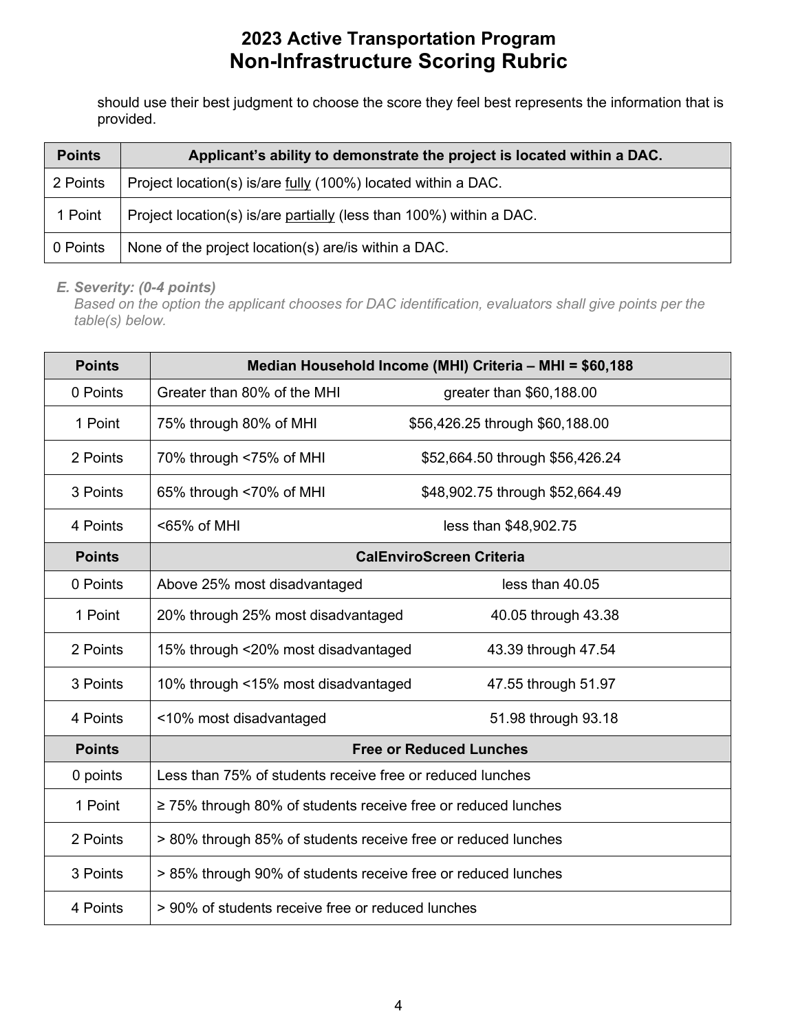# 2023 Active Transportation Program
## Non-Infrastructure Scoring Rubric

should use their best judgment to choose the score they feel best represents the information that is provided.

| Points | Applicant's ability to demonstrate the project is located within a DAC. |
|---|---|
| 2 Points | Project location(s) is/are fully (100%) located within a DAC. |
| 1 Point | Project location(s) is/are partially (less than 100%) within a DAC. |
| 0 Points | None of the project location(s) are/is within a DAC. |

***E. Severity: (0-4 points)***
*Based on the option the applicant chooses for DAC identification, evaluators shall give points per the table(s) below.*

| Points | Median Household Income (MHI) Criteria – MHI = $60,188 | |
|---|---|---|
| 0 Points | Greater than 80% of the MHI | greater than $60,188.00 |
| 1 Point | 75% through 80% of MHI | $56,426.25 through $60,188.00 |
| 2 Points | 70% through <75% of MHI | $52,664.50 through $56,426.24 |
| 3 Points | 65% through <70% of MHI | $48,902.75 through $52,664.49 |
| 4 Points | <65% of MHI | less than $48,902.75 |
| **Points** | **CalEnviroScreen Criteria** | |
| 0 Points | Above 25% most disadvantaged | less than 40.05 |
| 1 Point | 20% through 25% most disadvantaged | 40.05 through 43.38 |
| 2 Points | 15% through <20% most disadvantaged | 43.39 through 47.54 |
| 3 Points | 10% through <15% most disadvantaged | 47.55 through 51.97 |
| 4 Points | <10% most disadvantaged | 51.98 through 93.18 |
| **Points** | **Free or Reduced Lunches** | |
| 0 points | Less than 75% of students receive free or reduced lunches | |
| 1 Point | ≥ 75% through 80% of students receive free or reduced lunches | |
| 2 Points | > 80% through 85% of students receive free or reduced lunches | |
| 3 Points | > 85% through 90% of students receive free or reduced lunches | |
| 4 Points | > 90% of students receive free or reduced lunches | |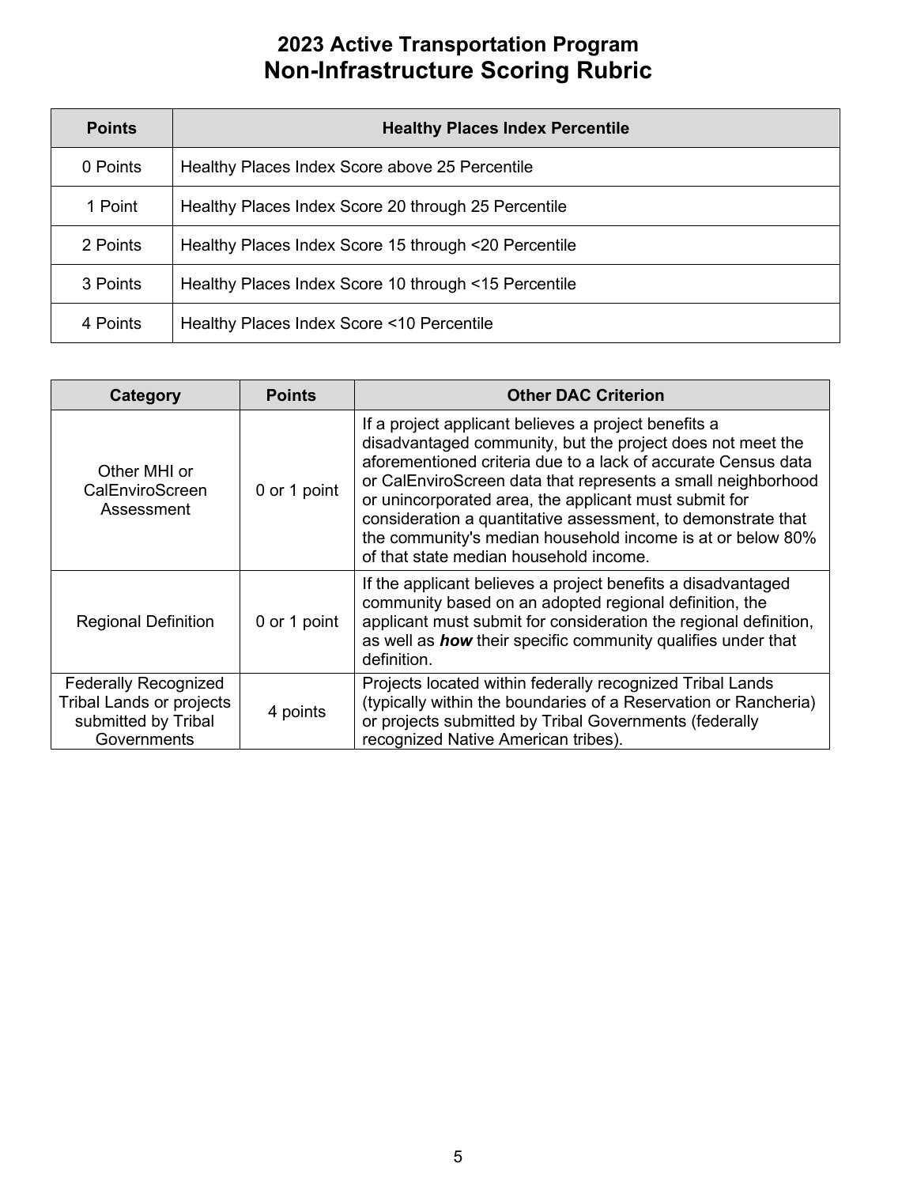# 2023 Active Transportation Program
## Non-Infrastructure Scoring Rubric

| Points | Healthy Places Index Percentile |
|---|---|
| 0 Points | Healthy Places Index Score above 25 Percentile |
| 1 Point | Healthy Places Index Score 20 through 25 Percentile |
| 2 Points | Healthy Places Index Score 15 through <20 Percentile |
| 3 Points | Healthy Places Index Score 10 through <15 Percentile |
| 4 Points | Healthy Places Index Score <10 Percentile |

| Category | Points | Other DAC Criterion |
|---|---|---|
| Other MHI or CalEnviroScreen Assessment | 0 or 1 point | If a project applicant believes a project benefits a disadvantaged community, but the project does not meet the aforementioned criteria due to a lack of accurate Census data or CalEnviroScreen data that represents a small neighborhood or unincorporated area, the applicant must submit for consideration a quantitative assessment, to demonstrate that the community's median household income is at or below 80% of that state median household income. |
| Regional Definition | 0 or 1 point | If the applicant believes a project benefits a disadvantaged community based on an adopted regional definition, the applicant must submit for consideration the regional definition, as well as ***how*** their specific community qualifies under that definition. |
| Federally Recognized Tribal Lands or projects submitted by Tribal Governments | 4 points | Projects located within federally recognized Tribal Lands (typically within the boundaries of a Reservation or Rancheria) or projects submitted by Tribal Governments (federally recognized Native American tribes). |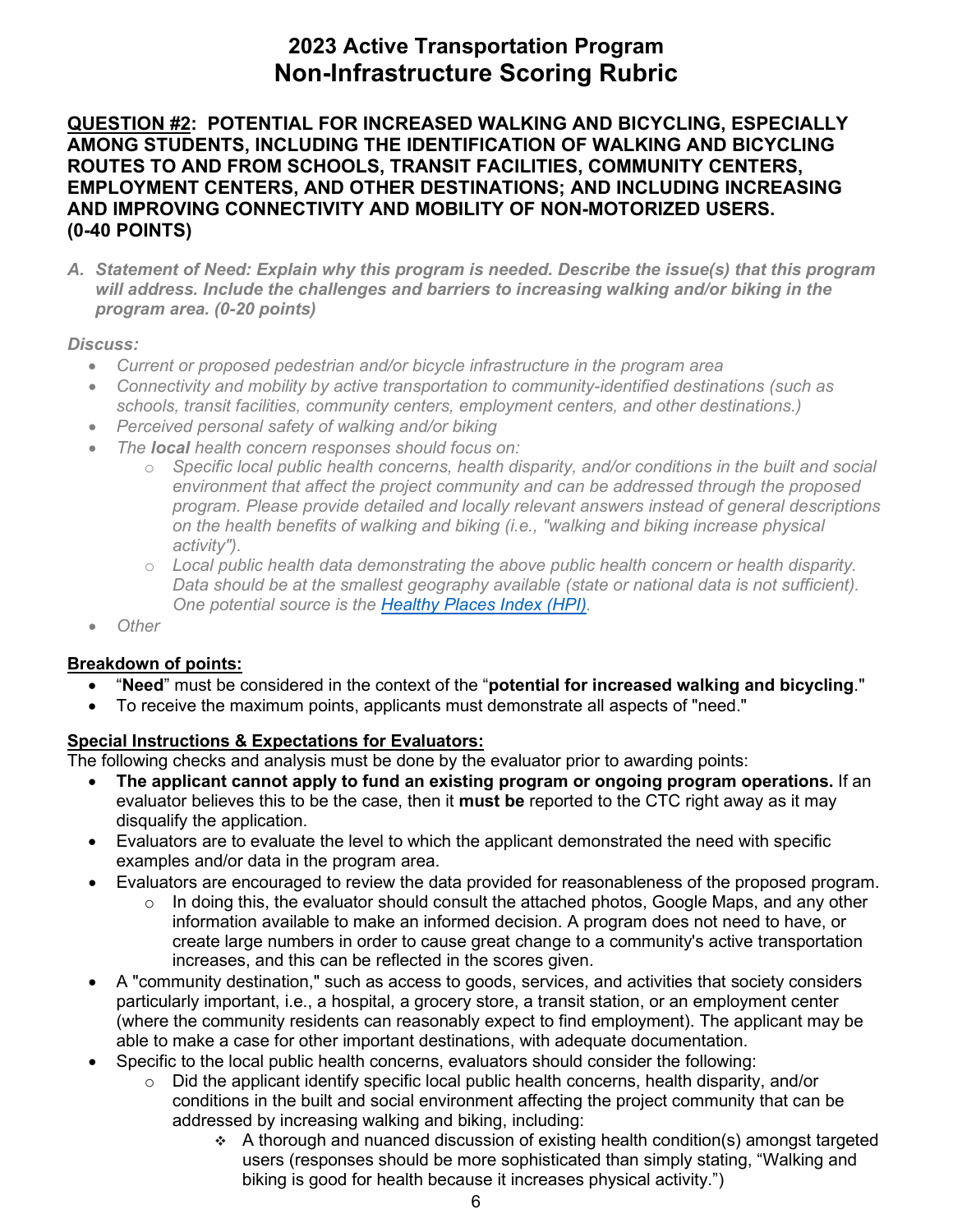# 2023 Active Transportation Program
# Non-Infrastructure Scoring Rubric

## QUESTION #2: POTENTIAL FOR INCREASED WALKING AND BICYCLING, ESPECIALLY AMONG STUDENTS, INCLUDING THE IDENTIFICATION OF WALKING AND BICYCLING ROUTES TO AND FROM SCHOOLS, TRANSIT FACILITIES, COMMUNITY CENTERS, EMPLOYMENT CENTERS, AND OTHER DESTINATIONS; AND INCLUDING INCREASING AND IMPROVING CONNECTIVITY AND MOBILITY OF NON-MOTORIZED USERS. (0-40 POINTS)

*A. **Statement of Need: Explain why this program is needed. Describe the issue(s) that this program will address. Include the challenges and barriers to increasing walking and/or biking in the program area. (0-20 points)***

***Discuss:***

- *Current or proposed pedestrian and/or bicycle infrastructure in the program area*
- *Connectivity and mobility by active transportation to community-identified destinations (such as schools, transit facilities, community centers, employment centers, and other destinations.)*
- *Perceived personal safety of walking and/or biking*
- *The **local** health concern responses should focus on:*
  - *Specific local public health concerns, health disparity, and/or conditions in the built and social environment that affect the project community and can be addressed through the proposed program. Please provide detailed and locally relevant answers instead of general descriptions on the health benefits of walking and biking (i.e., "walking and biking increase physical activity").*
  - *Local public health data demonstrating the above public health concern or health disparity. Data should be at the smallest geography available (state or national data is not sufficient). One potential source is the [Healthy Places Index (HPI)](Healthy Places Index (HPI)).*
- *Other*

**Breakdown of points:**

- "**Need**" must be considered in the context of the "**potential for increased walking and bicycling**."
- To receive the maximum points, applicants must demonstrate all aspects of "need."

**Special Instructions & Expectations for Evaluators:**

The following checks and analysis must be done by the evaluator prior to awarding points:

- **The applicant cannot apply to fund an existing program or ongoing program operations.** If an evaluator believes this to be the case, then it **must be** reported to the CTC right away as it may disqualify the application.
- Evaluators are to evaluate the level to which the applicant demonstrated the need with specific examples and/or data in the program area.
- Evaluators are encouraged to review the data provided for reasonableness of the proposed program.
  - In doing this, the evaluator should consult the attached photos, Google Maps, and any other information available to make an informed decision. A program does not need to have, or create large numbers in order to cause great change to a community's active transportation increases, and this can be reflected in the scores given.
- A "community destination," such as access to goods, services, and activities that society considers particularly important, i.e., a hospital, a grocery store, a transit station, or an employment center (where the community residents can reasonably expect to find employment). The applicant may be able to make a case for other important destinations, with adequate documentation.
- Specific to the local public health concerns, evaluators should consider the following:
  - Did the applicant identify specific local public health concerns, health disparity, and/or conditions in the built and social environment affecting the project community that can be addressed by increasing walking and biking, including:
    - A thorough and nuanced discussion of existing health condition(s) amongst targeted users (responses should be more sophisticated than simply stating, "Walking and biking is good for health because it increases physical activity.")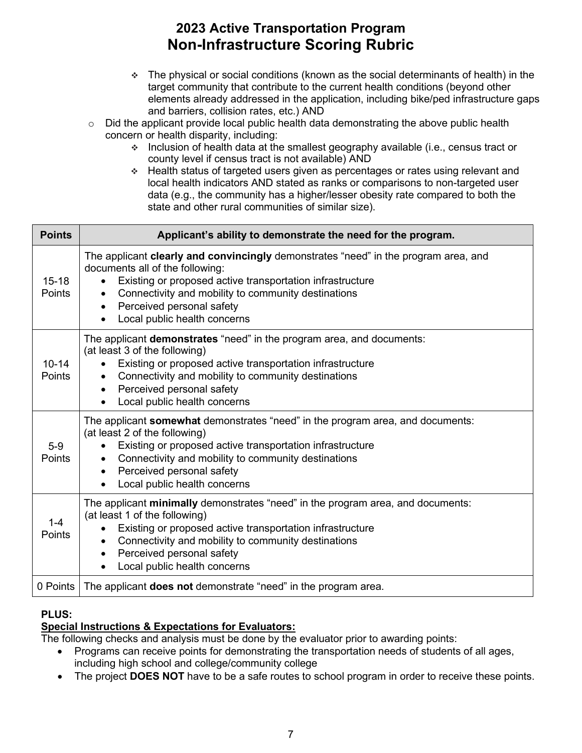# 2023 Active Transportation Program
# Non-Infrastructure Scoring Rubric

- - - The physical or social conditions (known as the social determinants of health) in the target community that contribute to the current health conditions (beyond other elements already addressed in the application, including bike/ped infrastructure gaps and barriers, collision rates, etc.) AND
  - Did the applicant provide local public health data demonstrating the above public health concern or health disparity, including:
    - Inclusion of health data at the smallest geography available (i.e., census tract or county level if census tract is not available) AND
    - Health status of targeted users given as percentages or rates using relevant and local health indicators AND stated as ranks or comparisons to non-targeted user data (e.g., the community has a higher/lesser obesity rate compared to both the state and other rural communities of similar size).

| Points | Applicant's ability to demonstrate the need for the program. |
|---|---|
| 15-18 Points | The applicant **clearly and convincingly** demonstrates "need" in the program area, and documents all of the following:<br>• Existing or proposed active transportation infrastructure<br>• Connectivity and mobility to community destinations<br>• Perceived personal safety<br>• Local public health concerns |
| 10-14 Points | The applicant **demonstrates** "need" in the program area, and documents: (at least 3 of the following)<br>• Existing or proposed active transportation infrastructure<br>• Connectivity and mobility to community destinations<br>• Perceived personal safety<br>• Local public health concerns |
| 5-9 Points | The applicant **somewhat** demonstrates "need" in the program area, and documents: (at least 2 of the following)<br>• Existing or proposed active transportation infrastructure<br>• Connectivity and mobility to community destinations<br>• Perceived personal safety<br>• Local public health concerns |
| 1-4 Points | The applicant **minimally** demonstrates "need" in the program area, and documents: (at least 1 of the following)<br>• Existing or proposed active transportation infrastructure<br>• Connectivity and mobility to community destinations<br>• Perceived personal safety<br>• Local public health concerns |
| 0 Points | The applicant **does not** demonstrate "need" in the program area. |

**PLUS:**

**Special Instructions & Expectations for Evaluators:**

The following checks and analysis must be done by the evaluator prior to awarding points:

- Programs can receive points for demonstrating the transportation needs of students of all ages, including high school and college/community college
- The project **DOES NOT** have to be a safe routes to school program in order to receive these points.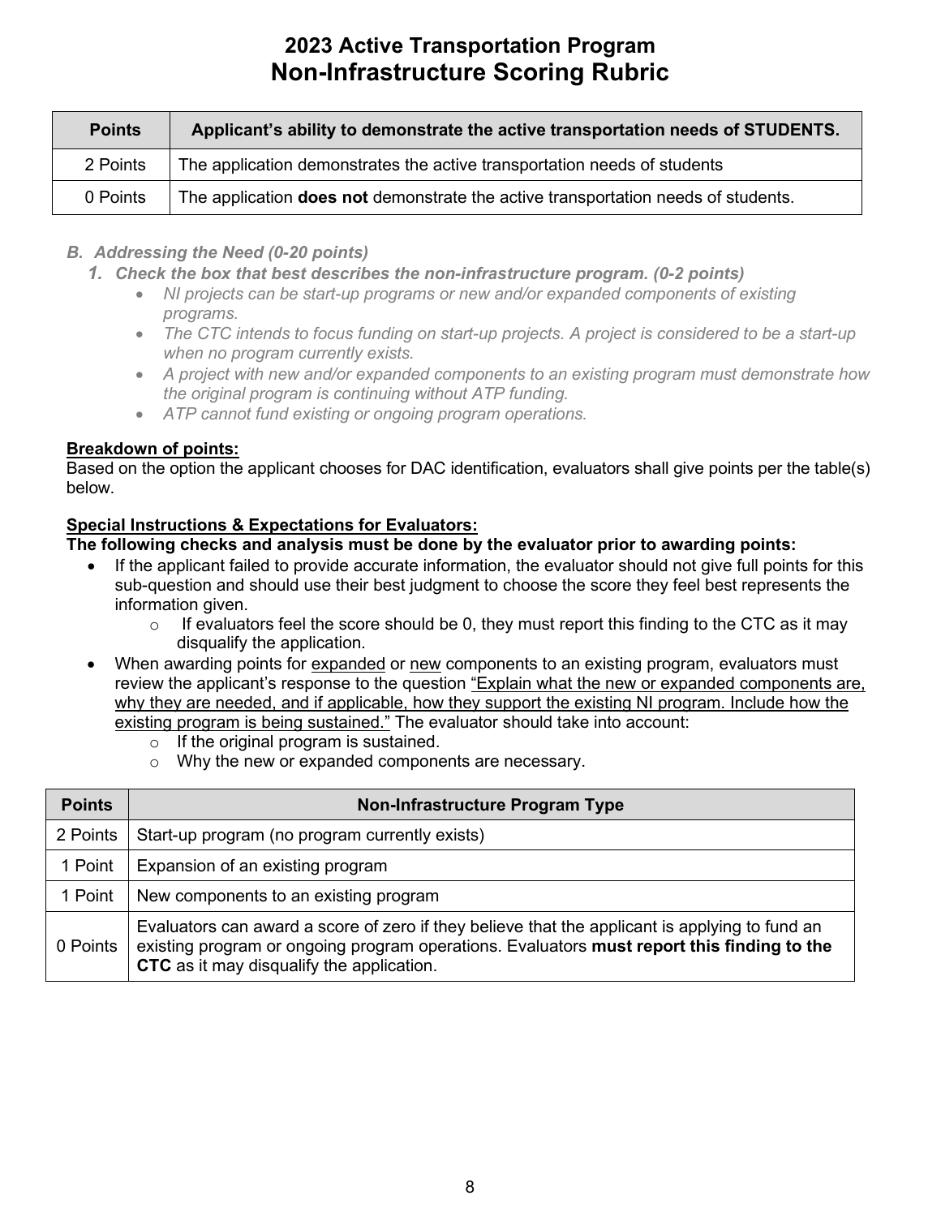# 2023 Active Transportation Program
# Non-Infrastructure Scoring Rubric

| Points | Applicant's ability to demonstrate the active transportation needs of STUDENTS. |
| --- | --- |
| 2 Points | The application demonstrates the active transportation needs of students |
| 0 Points | The application **does not** demonstrate the active transportation needs of students. |

*B. Addressing the Need (0-20 points)*

1. *Check the box that best describes the non-infrastructure program. (0-2 points)*
    - *NI projects can be start-up programs or new and/or expanded components of existing programs.*
    - *The CTC intends to focus funding on start-up projects. A project is considered to be a start-up when no program currently exists.*
    - *A project with new and/or expanded components to an existing program must demonstrate how the original program is continuing without ATP funding.*
    - *ATP cannot fund existing or ongoing program operations.*

**Breakdown of points:**

Based on the option the applicant chooses for DAC identification, evaluators shall give points per the table(s) below.

**Special Instructions & Expectations for Evaluators:**

**The following checks and analysis must be done by the evaluator prior to awarding points:**

- If the applicant failed to provide accurate information, the evaluator should not give full points for this sub-question and should use their best judgment to choose the score they feel best represents the information given.
    - If evaluators feel the score should be 0, they must report this finding to the CTC as it may disqualify the application.
- When awarding points for expanded or new components to an existing program, evaluators must review the applicant's response to the question "Explain what the new or expanded components are, why they are needed, and if applicable, how they support the existing NI program. Include how the existing program is being sustained." The evaluator should take into account:
    - If the original program is sustained.
    - Why the new or expanded components are necessary.

| Points | Non-Infrastructure Program Type |
| --- | --- |
| 2 Points | Start-up program (no program currently exists) |
| 1 Point | Expansion of an existing program |
| 1 Point | New components to an existing program |
| 0 Points | Evaluators can award a score of zero if they believe that the applicant is applying to fund an existing program or ongoing program operations. Evaluators **must report this finding to the CTC** as it may disqualify the application. |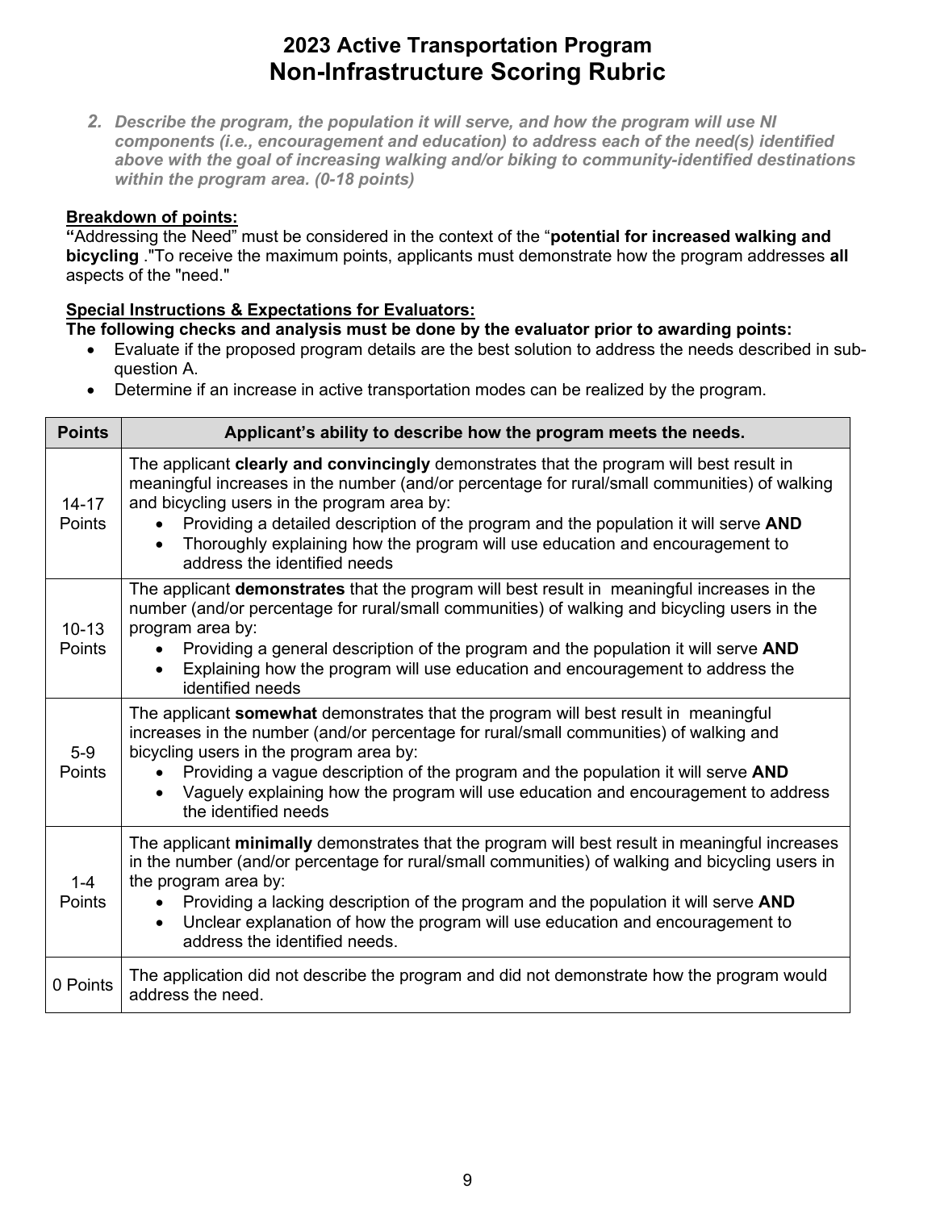# 2023 Active Transportation Program
# Non-Infrastructure Scoring Rubric

***2. Describe the program, the population it will serve, and how the program will use NI components (i.e., encouragement and education) to address each of the need(s) identified above with the goal of increasing walking and/or biking to community-identified destinations within the program area. (0-18 points)***

**Breakdown of points:**

**"**Addressing the Need" must be considered in the context of the "**potential for increased walking and bicycling** ."To receive the maximum points, applicants must demonstrate how the program addresses **all** aspects of the "need."

**Special Instructions & Expectations for Evaluators:**

**The following checks and analysis must be done by the evaluator prior to awarding points:**

- Evaluate if the proposed program details are the best solution to address the needs described in sub-question A.
- Determine if an increase in active transportation modes can be realized by the program.

| Points | Applicant's ability to describe how the program meets the needs. |
|---|---|
| 14-17 Points | The applicant **clearly and convincingly** demonstrates that the program will best result in meaningful increases in the number (and/or percentage for rural/small communities) of walking and bicycling users in the program area by: <br>• Providing a detailed description of the program and the population it will serve **AND** <br>• Thoroughly explaining how the program will use education and encouragement to address the identified needs |
| 10-13 Points | The applicant **demonstrates** that the program will best result in meaningful increases in the number (and/or percentage for rural/small communities) of walking and bicycling users in the program area by: <br>• Providing a general description of the program and the population it will serve **AND** <br>• Explaining how the program will use education and encouragement to address the identified needs |
| 5-9 Points | The applicant **somewhat** demonstrates that the program will best result in meaningful increases in the number (and/or percentage for rural/small communities) of walking and bicycling users in the program area by: <br>• Providing a vague description of the program and the population it will serve **AND** <br>• Vaguely explaining how the program will use education and encouragement to address the identified needs |
| 1-4 Points | The applicant **minimally** demonstrates that the program will best result in meaningful increases in the number (and/or percentage for rural/small communities) of walking and bicycling users in the program area by: <br>• Providing a lacking description of the program and the population it will serve **AND** <br>• Unclear explanation of how the program will use education and encouragement to address the identified needs. |
| 0 Points | The application did not describe the program and did not demonstrate how the program would address the need. |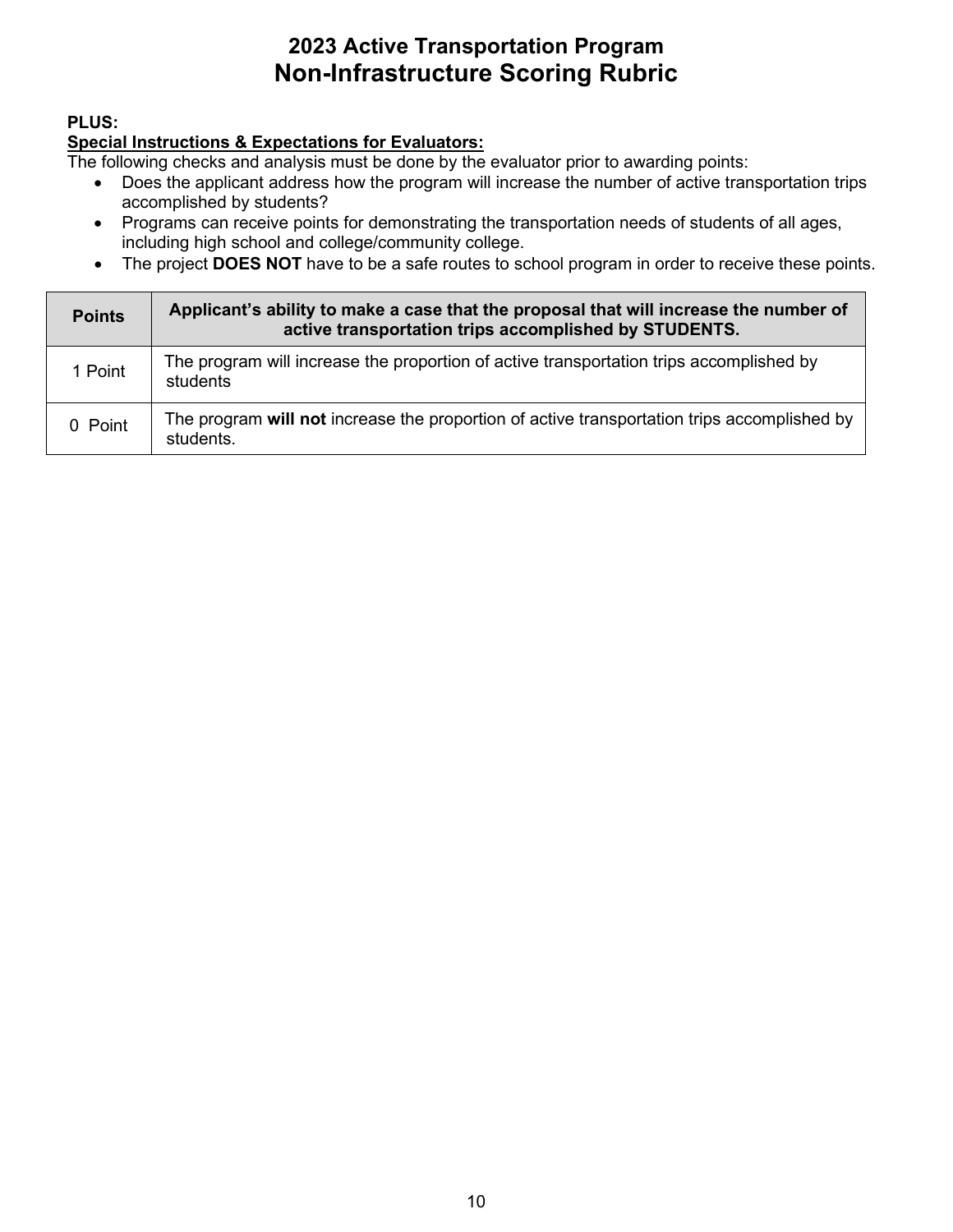# 2023 Active Transportation Program
## Non-Infrastructure Scoring Rubric

**PLUS:**

**Special Instructions & Expectations for Evaluators:**

The following checks and analysis must be done by the evaluator prior to awarding points:

- Does the applicant address how the program will increase the number of active transportation trips accomplished by students?
- Programs can receive points for demonstrating the transportation needs of students of all ages, including high school and college/community college.
- The project **DOES NOT** have to be a safe routes to school program in order to receive these points.

| Points | Applicant's ability to make a case that the proposal that will increase the number of active transportation trips accomplished by STUDENTS. |
|---|---|
| 1 Point | The program will increase the proportion of active transportation trips accomplished by students |
| 0 Point | The program **will not** increase the proportion of active transportation trips accomplished by students. |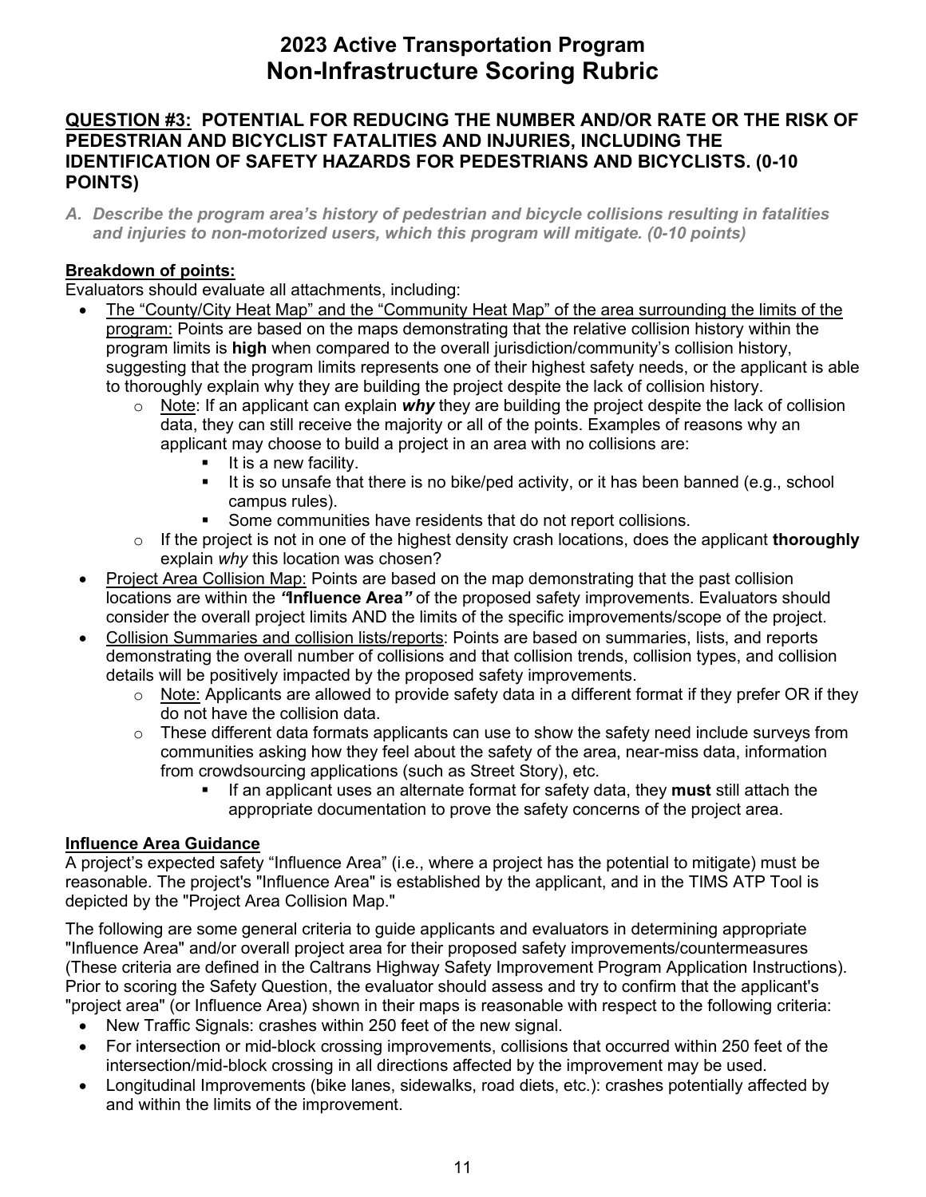# 2023 Active Transportation Program
# Non-Infrastructure Scoring Rubric

## QUESTION #3: POTENTIAL FOR REDUCING THE NUMBER AND/OR RATE OR THE RISK OF PEDESTRIAN AND BICYCLIST FATALITIES AND INJURIES, INCLUDING THE IDENTIFICATION OF SAFETY HAZARDS FOR PEDESTRIANS AND BICYCLISTS. (0-10 POINTS)

*A. Describe the program area's history of pedestrian and bicycle collisions resulting in fatalities and injuries to non-motorized users, which this program will mitigate. (0-10 points)*

**Breakdown of points:**

Evaluators should evaluate all attachments, including:

- The "County/City Heat Map" and the "Community Heat Map" of the area surrounding the limits of the program: Points are based on the maps demonstrating that the relative collision history within the program limits is **high** when compared to the overall jurisdiction/community's collision history, suggesting that the program limits represents one of their highest safety needs, or the applicant is able to thoroughly explain why they are building the project despite the lack of collision history.
  - Note: If an applicant can explain ***why*** they are building the project despite the lack of collision data, they can still receive the majority or all of the points. Examples of reasons why an applicant may choose to build a project in an area with no collisions are:
    - It is a new facility.
    - It is so unsafe that there is no bike/ped activity, or it has been banned (e.g., school campus rules).
    - Some communities have residents that do not report collisions.
  - If the project is not in one of the highest density crash locations, does the applicant **thoroughly** explain *why* this location was chosen?
- Project Area Collision Map: Points are based on the map demonstrating that the past collision locations are within the ***"*Influence Area*"*** of the proposed safety improvements. Evaluators should consider the overall project limits AND the limits of the specific improvements/scope of the project.
- Collision Summaries and collision lists/reports: Points are based on summaries, lists, and reports demonstrating the overall number of collisions and that collision trends, collision types, and collision details will be positively impacted by the proposed safety improvements.
  - Note: Applicants are allowed to provide safety data in a different format if they prefer OR if they do not have the collision data.
  - These different data formats applicants can use to show the safety need include surveys from communities asking how they feel about the safety of the area, near-miss data, information from crowdsourcing applications (such as Street Story), etc.
    - If an applicant uses an alternate format for safety data, they **must** still attach the appropriate documentation to prove the safety concerns of the project area.

**Influence Area Guidance**

A project's expected safety "Influence Area" (i.e., where a project has the potential to mitigate) must be reasonable. The project's "Influence Area" is established by the applicant, and in the TIMS ATP Tool is depicted by the "Project Area Collision Map."

The following are some general criteria to guide applicants and evaluators in determining appropriate "Influence Area" and/or overall project area for their proposed safety improvements/countermeasures (These criteria are defined in the Caltrans Highway Safety Improvement Program Application Instructions). Prior to scoring the Safety Question, the evaluator should assess and try to confirm that the applicant's "project area" (or Influence Area) shown in their maps is reasonable with respect to the following criteria:

- New Traffic Signals: crashes within 250 feet of the new signal.
- For intersection or mid-block crossing improvements, collisions that occurred within 250 feet of the intersection/mid-block crossing in all directions affected by the improvement may be used.
- Longitudinal Improvements (bike lanes, sidewalks, road diets, etc.): crashes potentially affected by and within the limits of the improvement.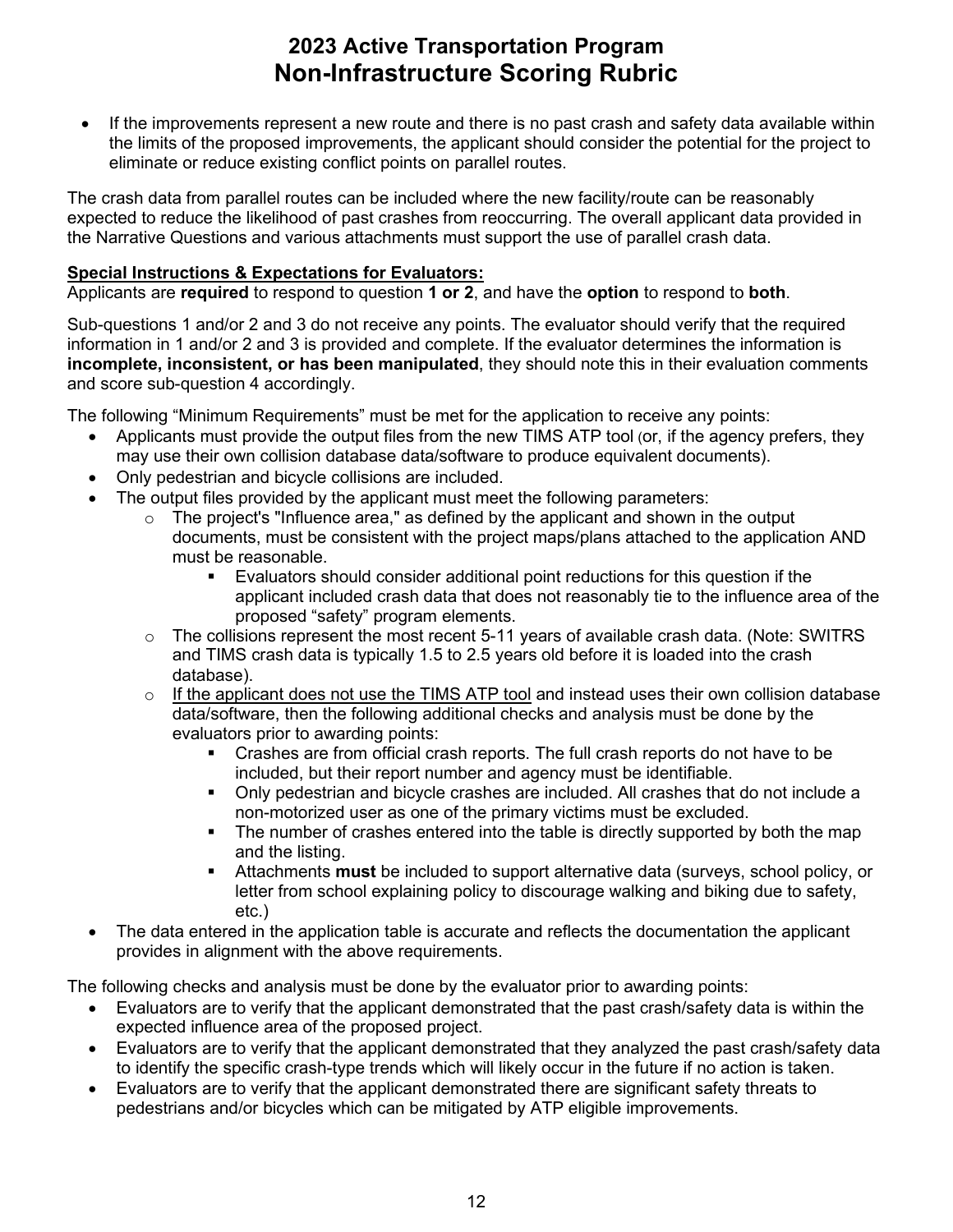- If the improvements represent a new route and there is no past crash and safety data available within the limits of the proposed improvements, the applicant should consider the potential for the project to eliminate or reduce existing conflict points on parallel routes.

The crash data from parallel routes can be included where the new facility/route can be reasonably expected to reduce the likelihood of past crashes from reoccurring. The overall applicant data provided in the Narrative Questions and various attachments must support the use of parallel crash data.

**Special Instructions & Expectations for Evaluators:**
Applicants are **required** to respond to question **1 or 2**, and have the **option** to respond to **both**.

Sub-questions 1 and/or 2 and 3 do not receive any points. The evaluator should verify that the required information in 1 and/or 2 and 3 is provided and complete. If the evaluator determines the information is **incomplete, inconsistent, or has been manipulated**, they should note this in their evaluation comments and score sub-question 4 accordingly.

The following "Minimum Requirements" must be met for the application to receive any points:

- Applicants must provide the output files from the new TIMS ATP tool (or, if the agency prefers, they may use their own collision database data/software to produce equivalent documents).
- Only pedestrian and bicycle collisions are included.
- The output files provided by the applicant must meet the following parameters:
  - The project's "Influence area," as defined by the applicant and shown in the output documents, must be consistent with the project maps/plans attached to the application AND must be reasonable.
    - Evaluators should consider additional point reductions for this question if the applicant included crash data that does not reasonably tie to the influence area of the proposed "safety" program elements.
  - The collisions represent the most recent 5-11 years of available crash data. (Note: SWITRS and TIMS crash data is typically 1.5 to 2.5 years old before it is loaded into the crash database).
  - If the applicant does not use the TIMS ATP tool and instead uses their own collision database data/software, then the following additional checks and analysis must be done by the evaluators prior to awarding points:
    - Crashes are from official crash reports. The full crash reports do not have to be included, but their report number and agency must be identifiable.
    - Only pedestrian and bicycle crashes are included. All crashes that do not include a non-motorized user as one of the primary victims must be excluded.
    - The number of crashes entered into the table is directly supported by both the map and the listing.
    - Attachments **must** be included to support alternative data (surveys, school policy, or letter from school explaining policy to discourage walking and biking due to safety, etc.)
- The data entered in the application table is accurate and reflects the documentation the applicant provides in alignment with the above requirements.

The following checks and analysis must be done by the evaluator prior to awarding points:

- Evaluators are to verify that the applicant demonstrated that the past crash/safety data is within the expected influence area of the proposed project.
- Evaluators are to verify that the applicant demonstrated that they analyzed the past crash/safety data to identify the specific crash-type trends which will likely occur in the future if no action is taken.
- Evaluators are to verify that the applicant demonstrated there are significant safety threats to pedestrians and/or bicycles which can be mitigated by ATP eligible improvements.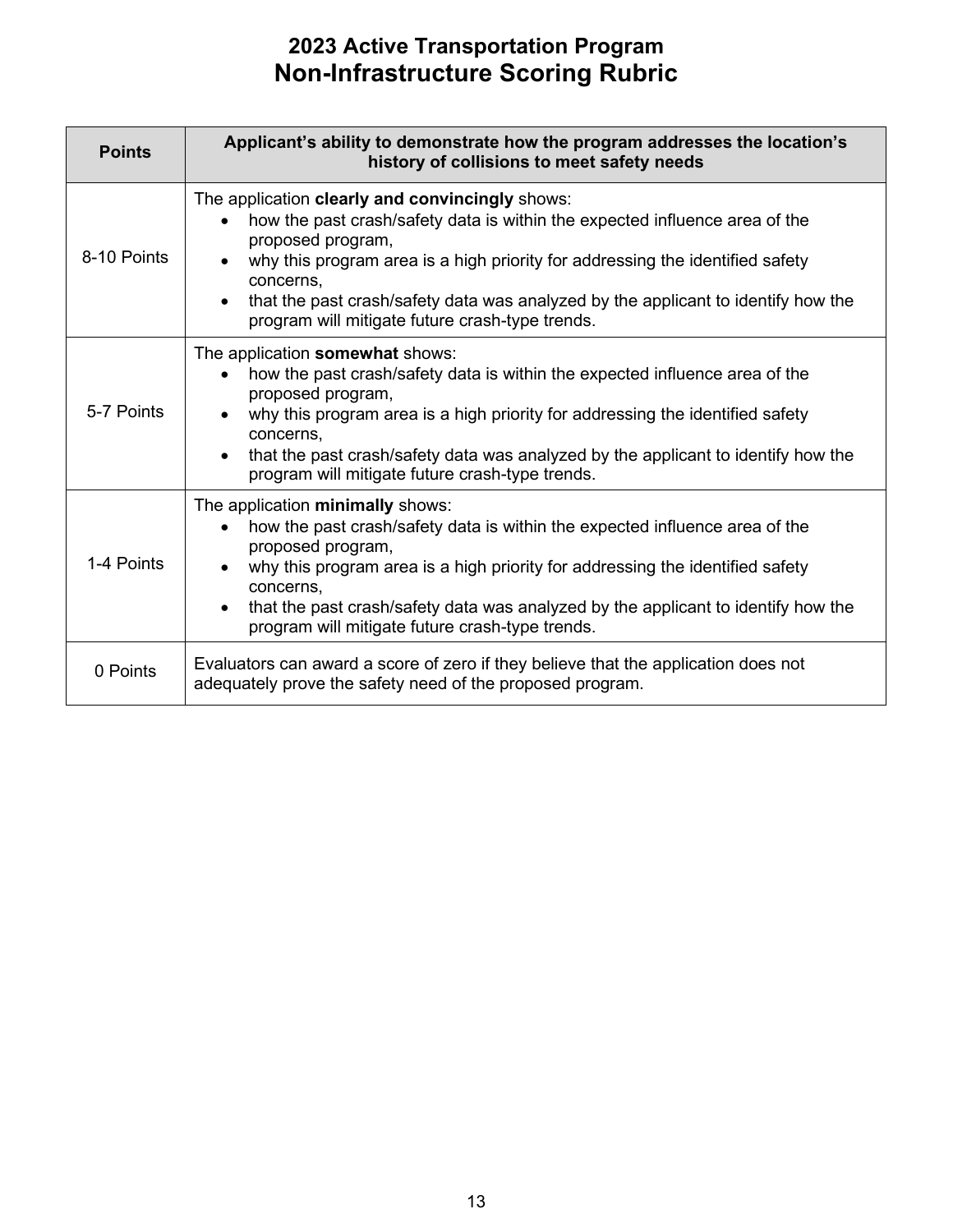# 2023 Active Transportation Program
## Non-Infrastructure Scoring Rubric

| Points | Applicant's ability to demonstrate how the program addresses the location's history of collisions to meet safety needs |
|---|---|
| 8-10 Points | The application **clearly and convincingly** shows:<br>• how the past crash/safety data is within the expected influence area of the proposed program,<br>• why this program area is a high priority for addressing the identified safety concerns,<br>• that the past crash/safety data was analyzed by the applicant to identify how the program will mitigate future crash-type trends. |
| 5-7 Points | The application **somewhat** shows:<br>• how the past crash/safety data is within the expected influence area of the proposed program,<br>• why this program area is a high priority for addressing the identified safety concerns,<br>• that the past crash/safety data was analyzed by the applicant to identify how the program will mitigate future crash-type trends. |
| 1-4 Points | The application **minimally** shows:<br>• how the past crash/safety data is within the expected influence area of the proposed program,<br>• why this program area is a high priority for addressing the identified safety concerns,<br>• that the past crash/safety data was analyzed by the applicant to identify how the program will mitigate future crash-type trends. |
| 0 Points | Evaluators can award a score of zero if they believe that the application does not adequately prove the safety need of the proposed program. |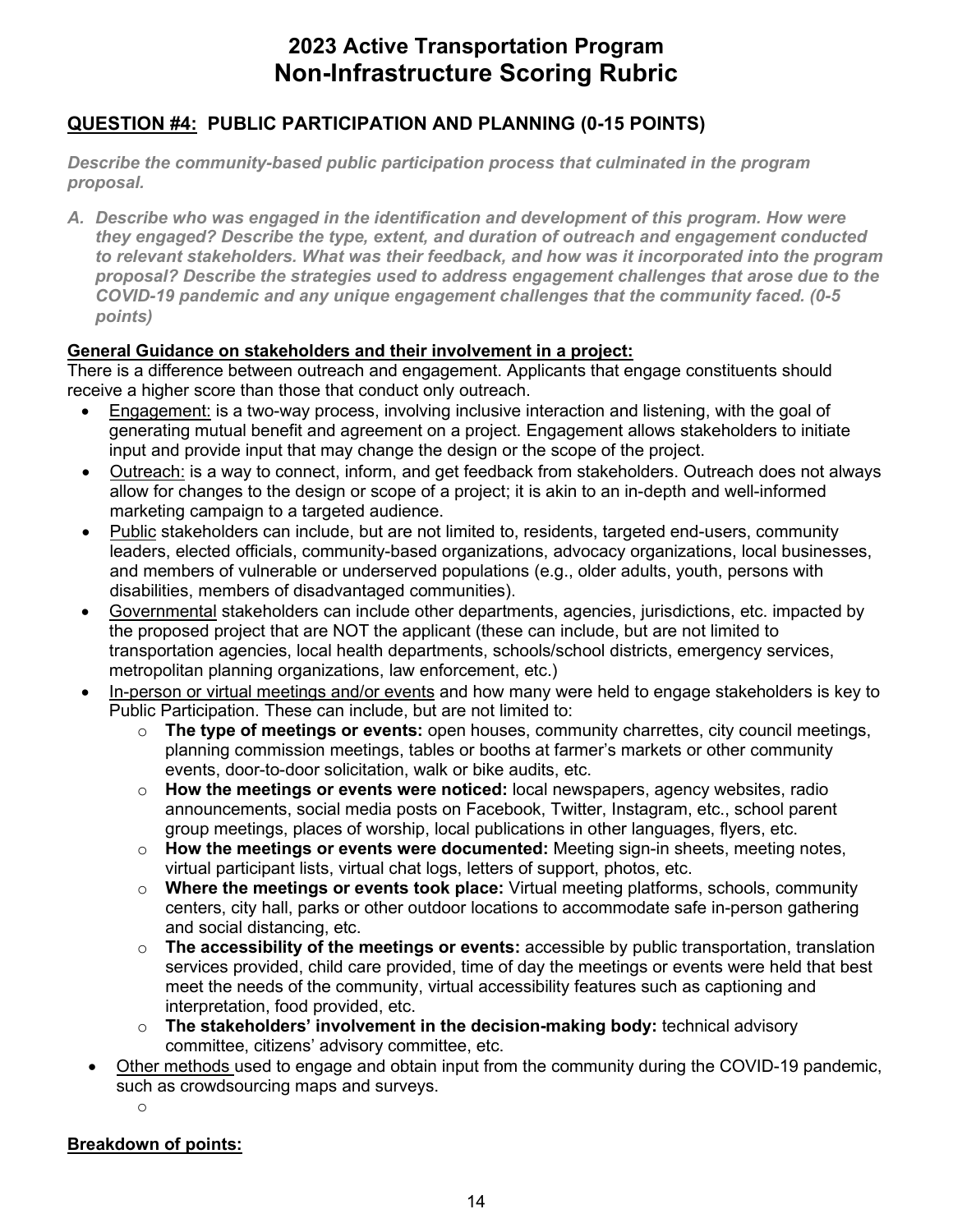# 2023 Active Transportation Program
# Non-Infrastructure Scoring Rubric

## QUESTION #4: PUBLIC PARTICIPATION AND PLANNING (0-15 POINTS)

***Describe the community-based public participation process that culminated in the program proposal.***

***A. Describe who was engaged in the identification and development of this program. How were they engaged? Describe the type, extent, and duration of outreach and engagement conducted to relevant stakeholders. What was their feedback, and how was it incorporated into the program proposal? Describe the strategies used to address engagement challenges that arose due to the COVID-19 pandemic and any unique engagement challenges that the community faced. (0-5 points)***

**General Guidance on stakeholders and their involvement in a project:**

There is a difference between outreach and engagement. Applicants that engage constituents should receive a higher score than those that conduct only outreach.

- Engagement: is a two-way process, involving inclusive interaction and listening, with the goal of generating mutual benefit and agreement on a project. Engagement allows stakeholders to initiate input and provide input that may change the design or the scope of the project.
- Outreach: is a way to connect, inform, and get feedback from stakeholders. Outreach does not always allow for changes to the design or scope of a project; it is akin to an in-depth and well-informed marketing campaign to a targeted audience.
- Public stakeholders can include, but are not limited to, residents, targeted end-users, community leaders, elected officials, community-based organizations, advocacy organizations, local businesses, and members of vulnerable or underserved populations (e.g., older adults, youth, persons with disabilities, members of disadvantaged communities).
- Governmental stakeholders can include other departments, agencies, jurisdictions, etc. impacted by the proposed project that are NOT the applicant (these can include, but are not limited to transportation agencies, local health departments, schools/school districts, emergency services, metropolitan planning organizations, law enforcement, etc.)
- In-person or virtual meetings and/or events and how many were held to engage stakeholders is key to Public Participation. These can include, but are not limited to:
  - **The type of meetings or events:** open houses, community charrettes, city council meetings, planning commission meetings, tables or booths at farmer's markets or other community events, door-to-door solicitation, walk or bike audits, etc.
  - **How the meetings or events were noticed:** local newspapers, agency websites, radio announcements, social media posts on Facebook, Twitter, Instagram, etc., school parent group meetings, places of worship, local publications in other languages, flyers, etc.
  - **How the meetings or events were documented:** Meeting sign-in sheets, meeting notes, virtual participant lists, virtual chat logs, letters of support, photos, etc.
  - **Where the meetings or events took place:** Virtual meeting platforms, schools, community centers, city hall, parks or other outdoor locations to accommodate safe in-person gathering and social distancing, etc.
  - **The accessibility of the meetings or events:** accessible by public transportation, translation services provided, child care provided, time of day the meetings or events were held that best meet the needs of the community, virtual accessibility features such as captioning and interpretation, food provided, etc.
  - **The stakeholders' involvement in the decision-making body:** technical advisory committee, citizens' advisory committee, etc.
- Other methods used to engage and obtain input from the community during the COVID-19 pandemic, such as crowdsourcing maps and surveys.

**Breakdown of points:**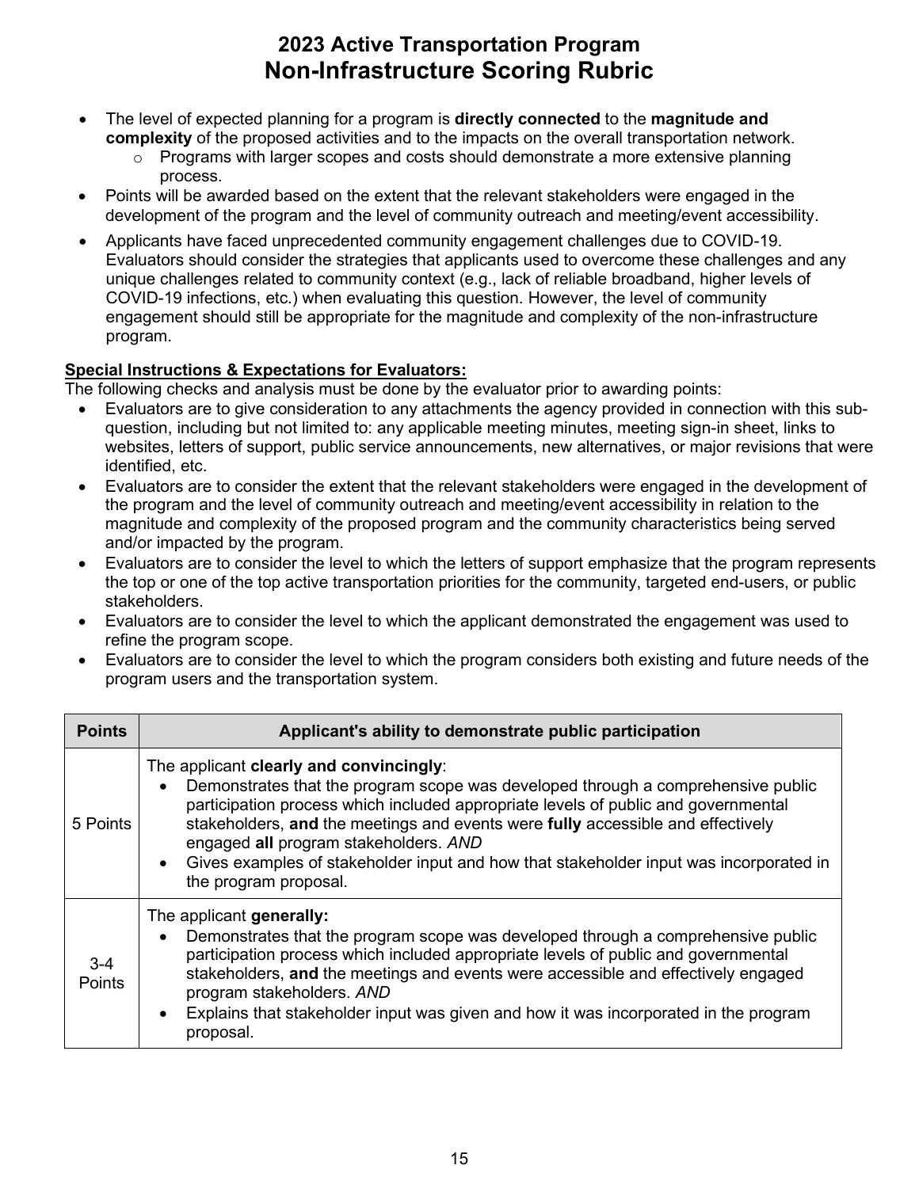# 2023 Active Transportation Program
# Non-Infrastructure Scoring Rubric

- The level of expected planning for a program is **directly connected** to the **magnitude and complexity** of the proposed activities and to the impacts on the overall transportation network.
  - Programs with larger scopes and costs should demonstrate a more extensive planning process.
- Points will be awarded based on the extent that the relevant stakeholders were engaged in the development of the program and the level of community outreach and meeting/event accessibility.
- Applicants have faced unprecedented community engagement challenges due to COVID-19. Evaluators should consider the strategies that applicants used to overcome these challenges and any unique challenges related to community context (e.g., lack of reliable broadband, higher levels of COVID-19 infections, etc.) when evaluating this question. However, the level of community engagement should still be appropriate for the magnitude and complexity of the non-infrastructure program.

**Special Instructions & Expectations for Evaluators:**

The following checks and analysis must be done by the evaluator prior to awarding points:

- Evaluators are to give consideration to any attachments the agency provided in connection with this sub-question, including but not limited to: any applicable meeting minutes, meeting sign-in sheet, links to websites, letters of support, public service announcements, new alternatives, or major revisions that were identified, etc.
- Evaluators are to consider the extent that the relevant stakeholders were engaged in the development of the program and the level of community outreach and meeting/event accessibility in relation to the magnitude and complexity of the proposed program and the community characteristics being served and/or impacted by the program.
- Evaluators are to consider the level to which the letters of support emphasize that the program represents the top or one of the top active transportation priorities for the community, targeted end-users, or public stakeholders.
- Evaluators are to consider the level to which the applicant demonstrated the engagement was used to refine the program scope.
- Evaluators are to consider the level to which the program considers both existing and future needs of the program users and the transportation system.

| Points | Applicant's ability to demonstrate public participation |
|---|---|
| 5 Points | The applicant **clearly and convincingly**: <br>• Demonstrates that the program scope was developed through a comprehensive public participation process which included appropriate levels of public and governmental stakeholders, **and** the meetings and events were **fully** accessible and effectively engaged **all** program stakeholders. *AND* <br>• Gives examples of stakeholder input and how that stakeholder input was incorporated in the program proposal. |
| 3-4 Points | The applicant **generally:** <br>• Demonstrates that the program scope was developed through a comprehensive public participation process which included appropriate levels of public and governmental stakeholders, **and** the meetings and events were accessible and effectively engaged program stakeholders. *AND* <br>• Explains that stakeholder input was given and how it was incorporated in the program proposal. |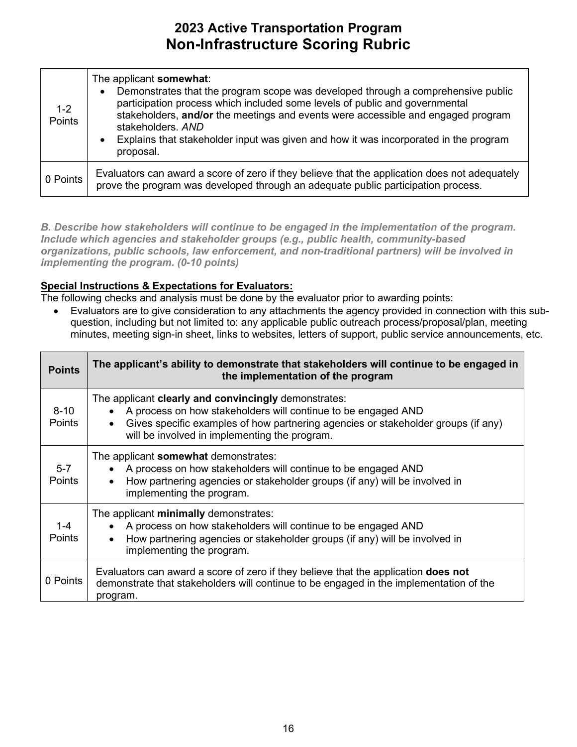# 2023 Active Transportation Program
# Non-Infrastructure Scoring Rubric

| | |
|---|---|
| 1-2 Points | The applicant **somewhat**:<br>• Demonstrates that the program scope was developed through a comprehensive public participation process which included some levels of public and governmental stakeholders, **and/or** the meetings and events were accessible and engaged program stakeholders. *AND*<br>• Explains that stakeholder input was given and how it was incorporated in the program proposal. |
| 0 Points | Evaluators can award a score of zero if they believe that the application does not adequately prove the program was developed through an adequate public participation process. |

***B. Describe how stakeholders will continue to be engaged in the implementation of the program. Include which agencies and stakeholder groups (e.g., public health, community-based organizations, public schools, law enforcement, and non-traditional partners) will be involved in implementing the program. (0-10 points)***

**Special Instructions & Expectations for Evaluators:**

The following checks and analysis must be done by the evaluator prior to awarding points:

- Evaluators are to give consideration to any attachments the agency provided in connection with this sub-question, including but not limited to: any applicable public outreach process/proposal/plan, meeting minutes, meeting sign-in sheet, links to websites, letters of support, public service announcements, etc.

| Points | The applicant's ability to demonstrate that stakeholders will continue to be engaged in the implementation of the program |
|---|---|
| 8-10 Points | The applicant **clearly and convincingly** demonstrates:<br>• A process on how stakeholders will continue to be engaged AND<br>• Gives specific examples of how partnering agencies or stakeholder groups (if any) will be involved in implementing the program. |
| 5-7 Points | The applicant **somewhat** demonstrates:<br>• A process on how stakeholders will continue to be engaged AND<br>• How partnering agencies or stakeholder groups (if any) will be involved in implementing the program. |
| 1-4 Points | The applicant **minimally** demonstrates:<br>• A process on how stakeholders will continue to be engaged AND<br>• How partnering agencies or stakeholder groups (if any) will be involved in implementing the program. |
| 0 Points | Evaluators can award a score of zero if they believe that the application **does not** demonstrate that stakeholders will continue to be engaged in the implementation of the program. |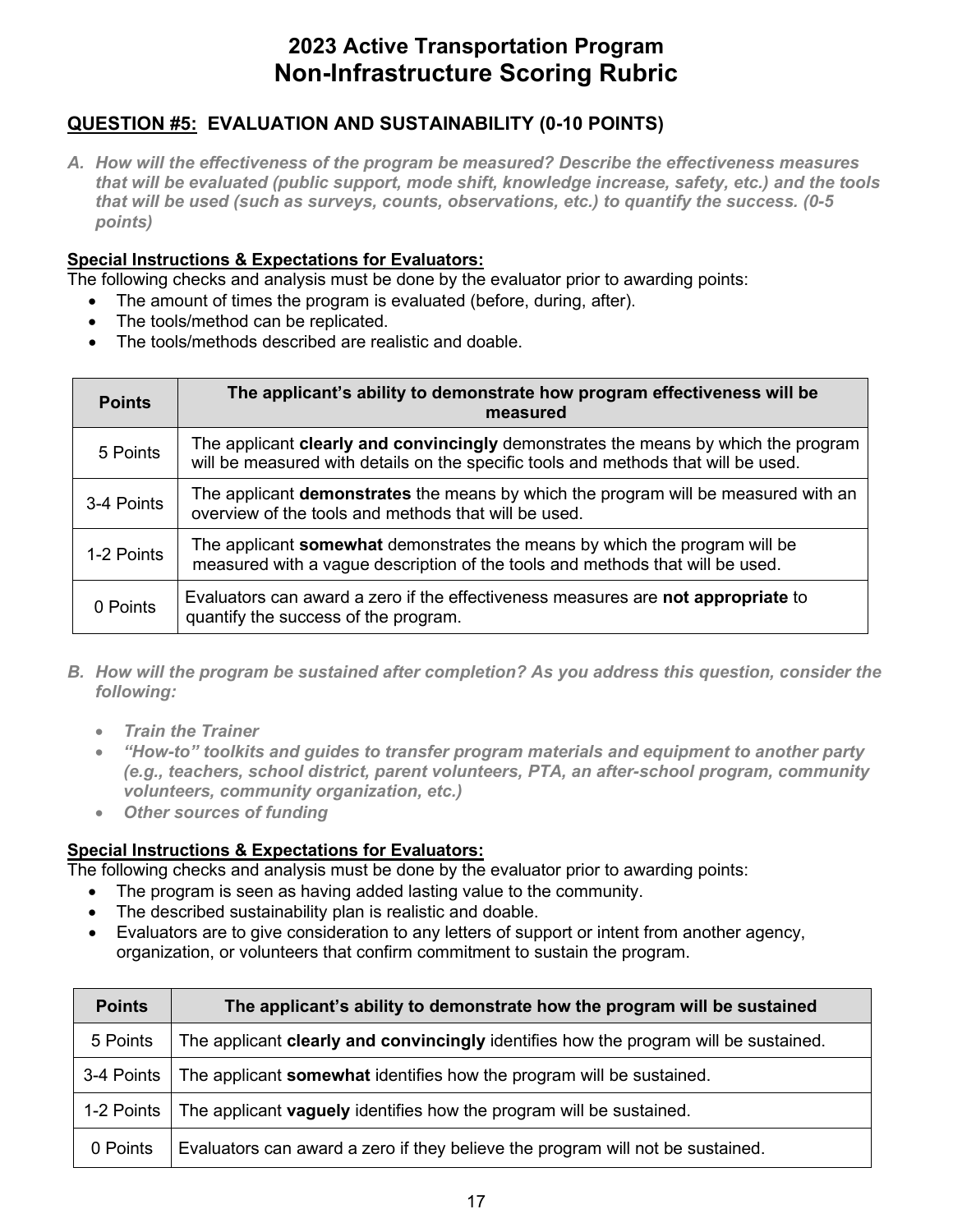# 2023 Active Transportation Program
# Non-Infrastructure Scoring Rubric

## QUESTION #5: EVALUATION AND SUSTAINABILITY (0-10 POINTS)

***A. How will the effectiveness of the program be measured? Describe the effectiveness measures that will be evaluated (public support, mode shift, knowledge increase, safety, etc.) and the tools that will be used (such as surveys, counts, observations, etc.) to quantify the success. (0-5 points)***

**Special Instructions & Expectations for Evaluators:**
The following checks and analysis must be done by the evaluator prior to awarding points:

- The amount of times the program is evaluated (before, during, after).
- The tools/method can be replicated.
- The tools/methods described are realistic and doable.

| Points | The applicant's ability to demonstrate how program effectiveness will be measured |
|---|---|
| 5 Points | The applicant **clearly and convincingly** demonstrates the means by which the program will be measured with details on the specific tools and methods that will be used. |
| 3-4 Points | The applicant **demonstrates** the means by which the program will be measured with an overview of the tools and methods that will be used. |
| 1-2 Points | The applicant **somewhat** demonstrates the means by which the program will be measured with a vague description of the tools and methods that will be used. |
| 0 Points | Evaluators can award a zero if the effectiveness measures are **not appropriate** to quantify the success of the program. |

***B. How will the program be sustained after completion? As you address this question, consider the following:***

- ***Train the Trainer***
- ***"How-to" toolkits and guides to transfer program materials and equipment to another party (e.g., teachers, school district, parent volunteers, PTA, an after-school program, community volunteers, community organization, etc.)***
- ***Other sources of funding***

**Special Instructions & Expectations for Evaluators:**
The following checks and analysis must be done by the evaluator prior to awarding points:

- The program is seen as having added lasting value to the community.
- The described sustainability plan is realistic and doable.
- Evaluators are to give consideration to any letters of support or intent from another agency, organization, or volunteers that confirm commitment to sustain the program.

| Points | The applicant's ability to demonstrate how the program will be sustained |
|---|---|
| 5 Points | The applicant **clearly and convincingly** identifies how the program will be sustained. |
| 3-4 Points | The applicant **somewhat** identifies how the program will be sustained. |
| 1-2 Points | The applicant **vaguely** identifies how the program will be sustained. |
| 0 Points | Evaluators can award a zero if they believe the program will not be sustained. |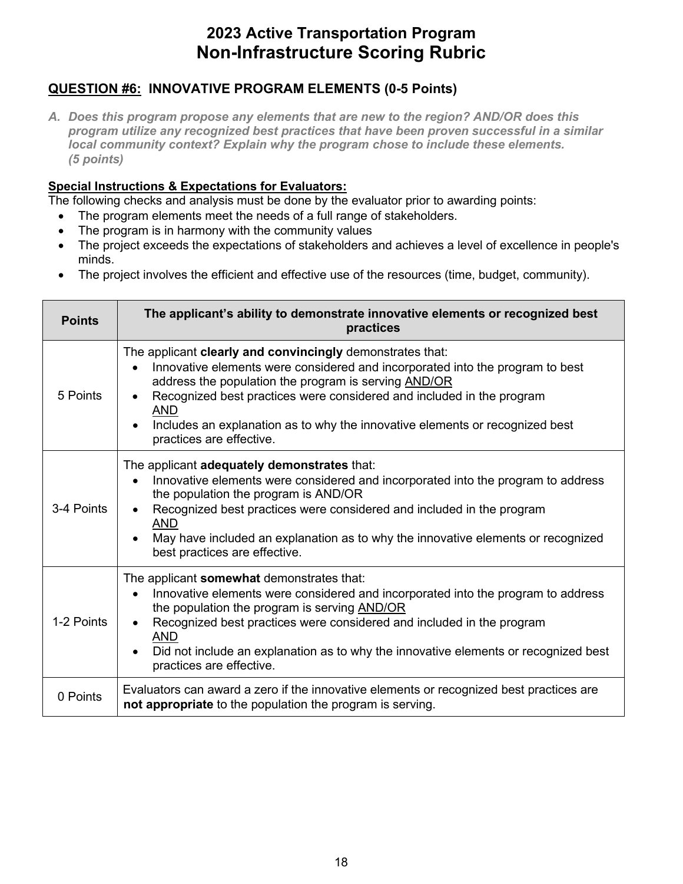# 2023 Active Transportation Program
# Non-Infrastructure Scoring Rubric

## QUESTION #6: INNOVATIVE PROGRAM ELEMENTS (0-5 Points)

*A. Does this program propose any elements that are new to the region? AND/OR does this program utilize any recognized best practices that have been proven successful in a similar local community context? Explain why the program chose to include these elements. (5 points)*

**Special Instructions & Expectations for Evaluators:**

The following checks and analysis must be done by the evaluator prior to awarding points:

- The program elements meet the needs of a full range of stakeholders.
- The program is in harmony with the community values
- The project exceeds the expectations of stakeholders and achieves a level of excellence in people's minds.
- The project involves the efficient and effective use of the resources (time, budget, community).

| Points | The applicant's ability to demonstrate innovative elements or recognized best practices |
|---|---|
| 5 Points | The applicant **clearly and convincingly** demonstrates that:<br>• Innovative elements were considered and incorporated into the program to best address the population the program is serving AND/OR<br>• Recognized best practices were considered and included in the program AND<br>• Includes an explanation as to why the innovative elements or recognized best practices are effective. |
| 3-4 Points | The applicant **adequately demonstrates** that:<br>• Innovative elements were considered and incorporated into the program to address the population the program is AND/OR<br>• Recognized best practices were considered and included in the program AND<br>• May have included an explanation as to why the innovative elements or recognized best practices are effective. |
| 1-2 Points | The applicant **somewhat** demonstrates that:<br>• Innovative elements were considered and incorporated into the program to address the population the program is serving AND/OR<br>• Recognized best practices were considered and included in the program AND<br>• Did not include an explanation as to why the innovative elements or recognized best practices are effective. |
| 0 Points | Evaluators can award a zero if the innovative elements or recognized best practices are **not appropriate** to the population the program is serving. |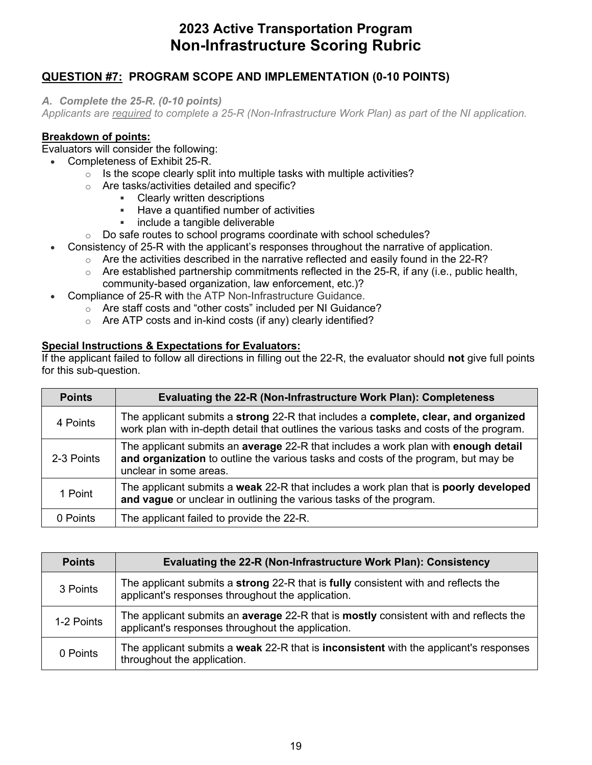# 2023 Active Transportation Program
# Non-Infrastructure Scoring Rubric

## QUESTION #7: PROGRAM SCOPE AND IMPLEMENTATION (0-10 POINTS)

*A. Complete the 25-R. (0-10 points)*
*Applicants are required to complete a 25-R (Non-Infrastructure Work Plan) as part of the NI application.*

**Breakdown of points:**
Evaluators will consider the following:

- Completeness of Exhibit 25-R.
  - Is the scope clearly split into multiple tasks with multiple activities?
  - Are tasks/activities detailed and specific?
    - Clearly written descriptions
    - Have a quantified number of activities
    - include a tangible deliverable
  - Do safe routes to school programs coordinate with school schedules?
- Consistency of 25-R with the applicant's responses throughout the narrative of application.
  - Are the activities described in the narrative reflected and easily found in the 22-R?
  - Are established partnership commitments reflected in the 25-R, if any (i.e., public health, community-based organization, law enforcement, etc.)?
- Compliance of 25-R with the ATP Non-Infrastructure Guidance.
  - Are staff costs and "other costs" included per NI Guidance?
  - Are ATP costs and in-kind costs (if any) clearly identified?

**Special Instructions & Expectations for Evaluators:**
If the applicant failed to follow all directions in filling out the 22-R, the evaluator should **not** give full points for this sub-question.

| Points | Evaluating the 22-R (Non-Infrastructure Work Plan): Completeness |
|---|---|
| 4 Points | The applicant submits a **strong** 22-R that includes a **complete, clear, and organized** work plan with in-depth detail that outlines the various tasks and costs of the program. |
| 2-3 Points | The applicant submits an **average** 22-R that includes a work plan with **enough detail and organization** to outline the various tasks and costs of the program, but may be unclear in some areas. |
| 1 Point | The applicant submits a **weak** 22-R that includes a work plan that is **poorly developed and vague** or unclear in outlining the various tasks of the program. |
| 0 Points | The applicant failed to provide the 22-R. |

| Points | Evaluating the 22-R (Non-Infrastructure Work Plan): Consistency |
|---|---|
| 3 Points | The applicant submits a **strong** 22-R that is **fully** consistent with and reflects the applicant's responses throughout the application. |
| 1-2 Points | The applicant submits an **average** 22-R that is **mostly** consistent with and reflects the applicant's responses throughout the application. |
| 0 Points | The applicant submits a **weak** 22-R that is **inconsistent** with the applicant's responses throughout the application. |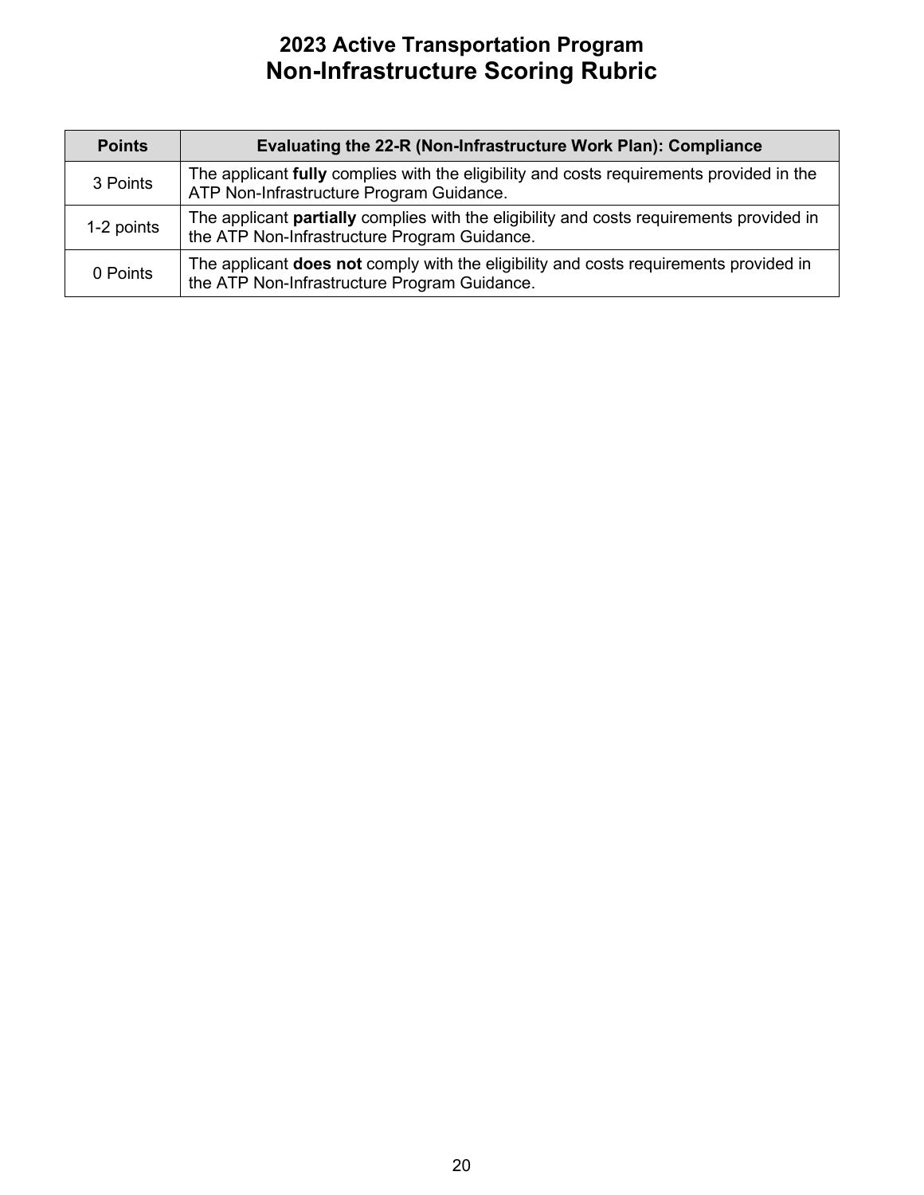# 2023 Active Transportation Program
## Non-Infrastructure Scoring Rubric

| Points | Evaluating the 22-R (Non-Infrastructure Work Plan): Compliance |
|---|---|
| 3 Points | The applicant **fully** complies with the eligibility and costs requirements provided in the ATP Non-Infrastructure Program Guidance. |
| 1-2 points | The applicant **partially** complies with the eligibility and costs requirements provided in the ATP Non-Infrastructure Program Guidance. |
| 0 Points | The applicant **does not** comply with the eligibility and costs requirements provided in the ATP Non-Infrastructure Program Guidance. |